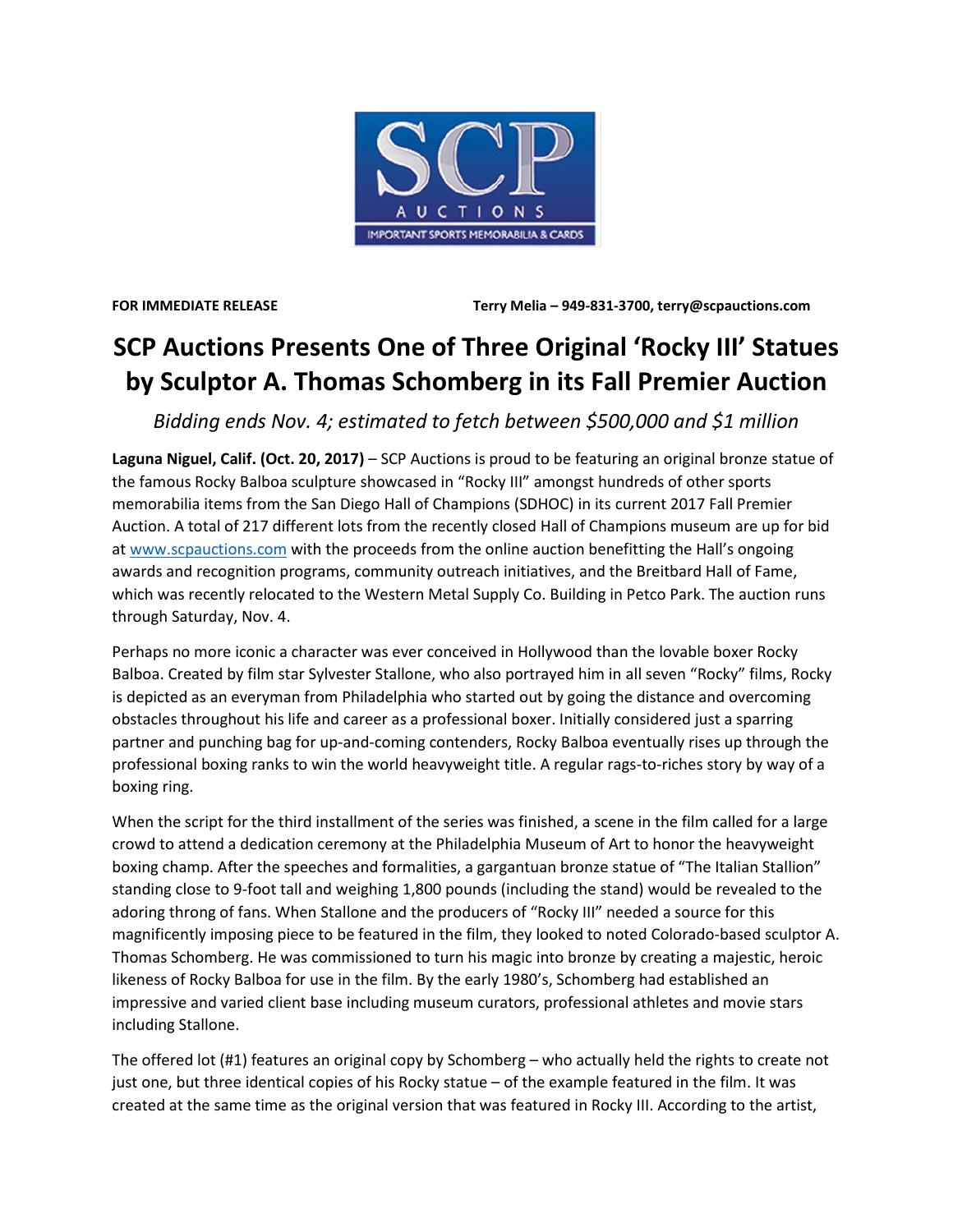SCP AUCTIONS
IMPORTANT SPORTS MEMORABILIA & CARDS

**FOR IMMEDIATE RELEASE** **Terry Melia – 949-831-3700, terry@scpauctions.com**

# SCP Auctions Presents One of Three Original 'Rocky III' Statues by Sculptor A. Thomas Schomberg in its Fall Premier Auction

*Bidding ends Nov. 4; estimated to fetch between $500,000 and $1 million*

**Laguna Niguel, Calif. (Oct. 20, 2017)** – SCP Auctions is proud to be featuring an original bronze statue of the famous Rocky Balboa sculpture showcased in "Rocky III" amongst hundreds of other sports memorabilia items from the San Diego Hall of Champions (SDHOC) in its current 2017 Fall Premier Auction. A total of 217 different lots from the recently closed Hall of Champions museum are up for bid at www.scpauctions.com with the proceeds from the online auction benefitting the Hall's ongoing awards and recognition programs, community outreach initiatives, and the Breitbard Hall of Fame, which was recently relocated to the Western Metal Supply Co. Building in Petco Park. The auction runs through Saturday, Nov. 4.

Perhaps no more iconic a character was ever conceived in Hollywood than the lovable boxer Rocky Balboa. Created by film star Sylvester Stallone, who also portrayed him in all seven "Rocky" films, Rocky is depicted as an everyman from Philadelphia who started out by going the distance and overcoming obstacles throughout his life and career as a professional boxer. Initially considered just a sparring partner and punching bag for up-and-coming contenders, Rocky Balboa eventually rises up through the professional boxing ranks to win the world heavyweight title. A regular rags-to-riches story by way of a boxing ring.

When the script for the third installment of the series was finished, a scene in the film called for a large crowd to attend a dedication ceremony at the Philadelphia Museum of Art to honor the heavyweight boxing champ. After the speeches and formalities, a gargantuan bronze statue of "The Italian Stallion" standing close to 9-foot tall and weighing 1,800 pounds (including the stand) would be revealed to the adoring throng of fans. When Stallone and the producers of "Rocky III" needed a source for this magnificently imposing piece to be featured in the film, they looked to noted Colorado-based sculptor A. Thomas Schomberg. He was commissioned to turn his magic into bronze by creating a majestic, heroic likeness of Rocky Balboa for use in the film. By the early 1980's, Schomberg had established an impressive and varied client base including museum curators, professional athletes and movie stars including Stallone.

The offered lot (#1) features an original copy by Schomberg – who actually held the rights to create not just one, but three identical copies of his Rocky statue – of the example featured in the film. It was created at the same time as the original version that was featured in Rocky III. According to the artist,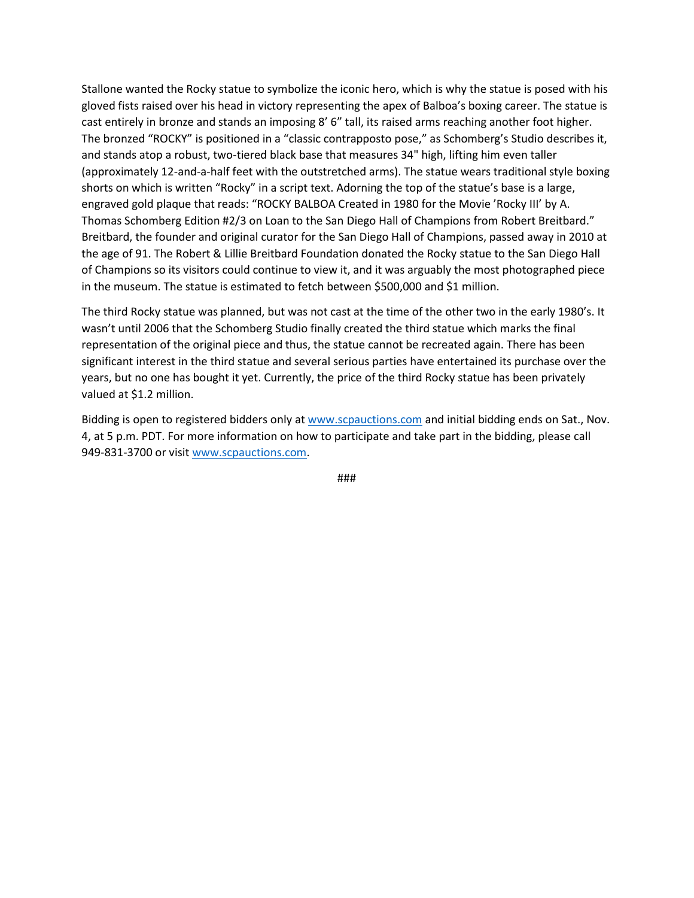Stallone wanted the Rocky statue to symbolize the iconic hero, which is why the statue is posed with his gloved fists raised over his head in victory representing the apex of Balboa's boxing career. The statue is cast entirely in bronze and stands an imposing 8' 6" tall, its raised arms reaching another foot higher. The bronzed "ROCKY" is positioned in a "classic contrapposto pose," as Schomberg's Studio describes it, and stands atop a robust, two-tiered black base that measures 34" high, lifting him even taller (approximately 12-and-a-half feet with the outstretched arms). The statue wears traditional style boxing shorts on which is written "Rocky" in a script text. Adorning the top of the statue's base is a large, engraved gold plaque that reads: "ROCKY BALBOA Created in 1980 for the Movie 'Rocky III' by A. Thomas Schomberg Edition #2/3 on Loan to the San Diego Hall of Champions from Robert Breitbard." Breitbard, the founder and original curator for the San Diego Hall of Champions, passed away in 2010 at the age of 91. The Robert & Lillie Breitbard Foundation donated the Rocky statue to the San Diego Hall of Champions so its visitors could continue to view it, and it was arguably the most photographed piece in the museum. The statue is estimated to fetch between $500,000 and $1 million.

The third Rocky statue was planned, but was not cast at the time of the other two in the early 1980's. It wasn't until 2006 that the Schomberg Studio finally created the third statue which marks the final representation of the original piece and thus, the statue cannot be recreated again. There has been significant interest in the third statue and several serious parties have entertained its purchase over the years, but no one has bought it yet. Currently, the price of the third Rocky statue has been privately valued at $1.2 million.

Bidding is open to registered bidders only at www.scpauctions.com and initial bidding ends on Sat., Nov. 4, at 5 p.m. PDT. For more information on how to participate and take part in the bidding, please call 949-831-3700 or visit www.scpauctions.com.

###